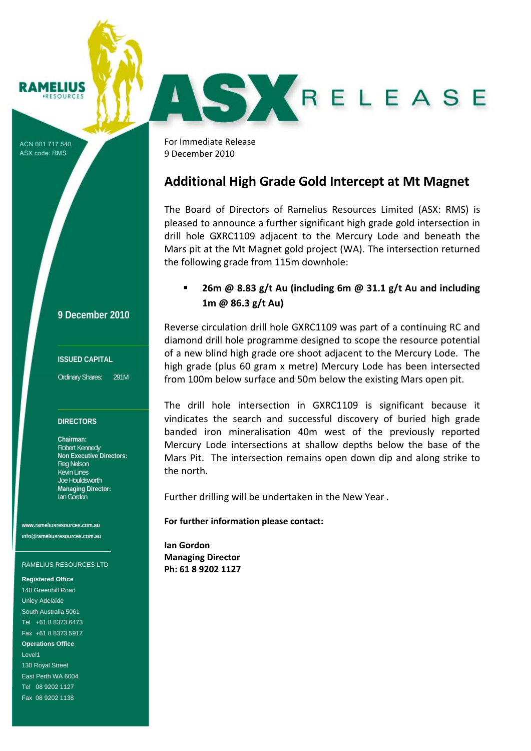RAMELIUS RESOURCES

ACN 001 717 540
ASX code: RMS

# ASX RELEASE

For Immediate Release
9 December 2010

## Additional High Grade Gold Intercept at Mt Magnet

The Board of Directors of Ramelius Resources Limited (ASX: RMS) is pleased to announce a further significant high grade gold intersection in drill hole GXRC1109 adjacent to the Mercury Lode and beneath the Mars pit at the Mt Magnet gold project (WA). The intersection returned the following grade from 115m downhole:

- **26m @ 8.83 g/t Au (including 6m @ 31.1 g/t Au and including 1m @ 86.3 g/t Au)**

Reverse circulation drill hole GXRC1109 was part of a continuing RC and diamond drill hole programme designed to scope the resource potential of a new blind high grade ore shoot adjacent to the Mercury Lode. The high grade (plus 60 gram x metre) Mercury Lode has been intersected from 100m below surface and 50m below the existing Mars open pit.

The drill hole intersection in GXRC1109 is significant because it vindicates the search and successful discovery of buried high grade banded iron mineralisation 40m west of the previously reported Mercury Lode intersections at shallow depths below the base of the Mars Pit. The intersection remains open down dip and along strike to the north.

Further drilling will be undertaken in the New Year.

**For further information please contact:**

**Ian Gordon**
**Managing Director**
**Ph: 61 8 9202 1127**

---

**9 December 2010**

**ISSUED CAPITAL**

Ordinary Shares: 291M

**DIRECTORS**

**Chairman:**
Robert Kennedy
**Non Executive Directors:**
Reg Nelson
Kevin Lines
Joe Houldsworth
**Managing Director:**
Ian Gordon

www.rameliusresources.com.au
info@rameliusresources.com.au

RAMELIUS RESOURCES LTD

**Registered Office**
140 Greenhill Road
Unley Adelaide
South Australia 5061
Tel +61 8 8373 6473
Fax +61 8 8373 5917

**Operations Office**
Level1
130 Royal Street
East Perth WA 6004
Tel 08 9202 1127
Fax 08 9202 1138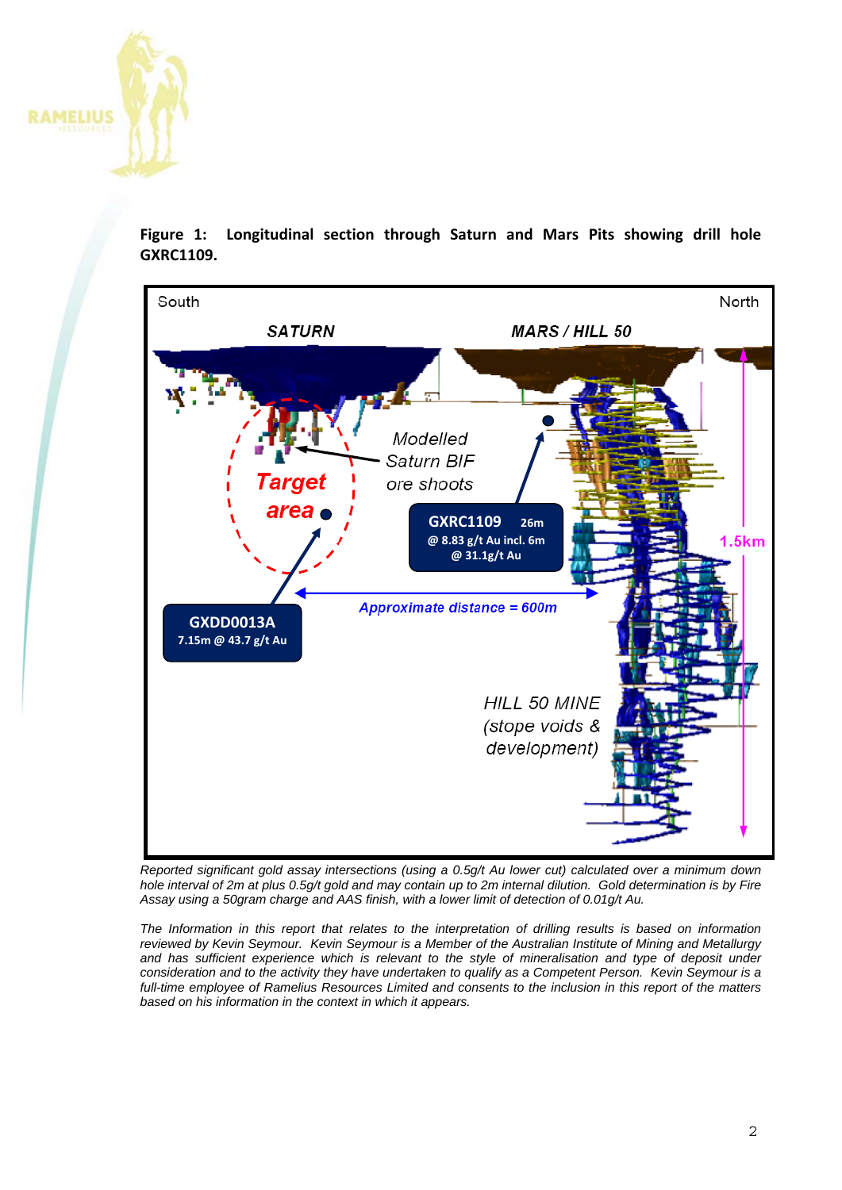**Figure 1: Longitudinal section through Saturn and Mars Pits showing drill hole GXRC1109.**

South

North

SATURN

MARS / HILL 50

Modelled Saturn BIF ore shoots

Target area

GXRC1109 26m @ 8.83 g/t Au incl. 6m @ 31.1g/t Au

GXDD0013A 7.15m @ 43.7 g/t Au

Approximate distance = 600m

1.5km

HILL 50 MINE (stope voids & development)

*Reported significant gold assay intersections (using a 0.5g/t Au lower cut) calculated over a minimum down hole interval of 2m at plus 0.5g/t gold and may contain up to 2m internal dilution. Gold determination is by Fire Assay using a 50gram charge and AAS finish, with a lower limit of detection of 0.01g/t Au.*

*The Information in this report that relates to the interpretation of drilling results is based on information reviewed by Kevin Seymour. Kevin Seymour is a Member of the Australian Institute of Mining and Metallurgy and has sufficient experience which is relevant to the style of mineralisation and type of deposit under consideration and to the activity they have undertaken to qualify as a Competent Person. Kevin Seymour is a full-time employee of Ramelius Resources Limited and consents to the inclusion in this report of the matters based on his information in the context in which it appears.*